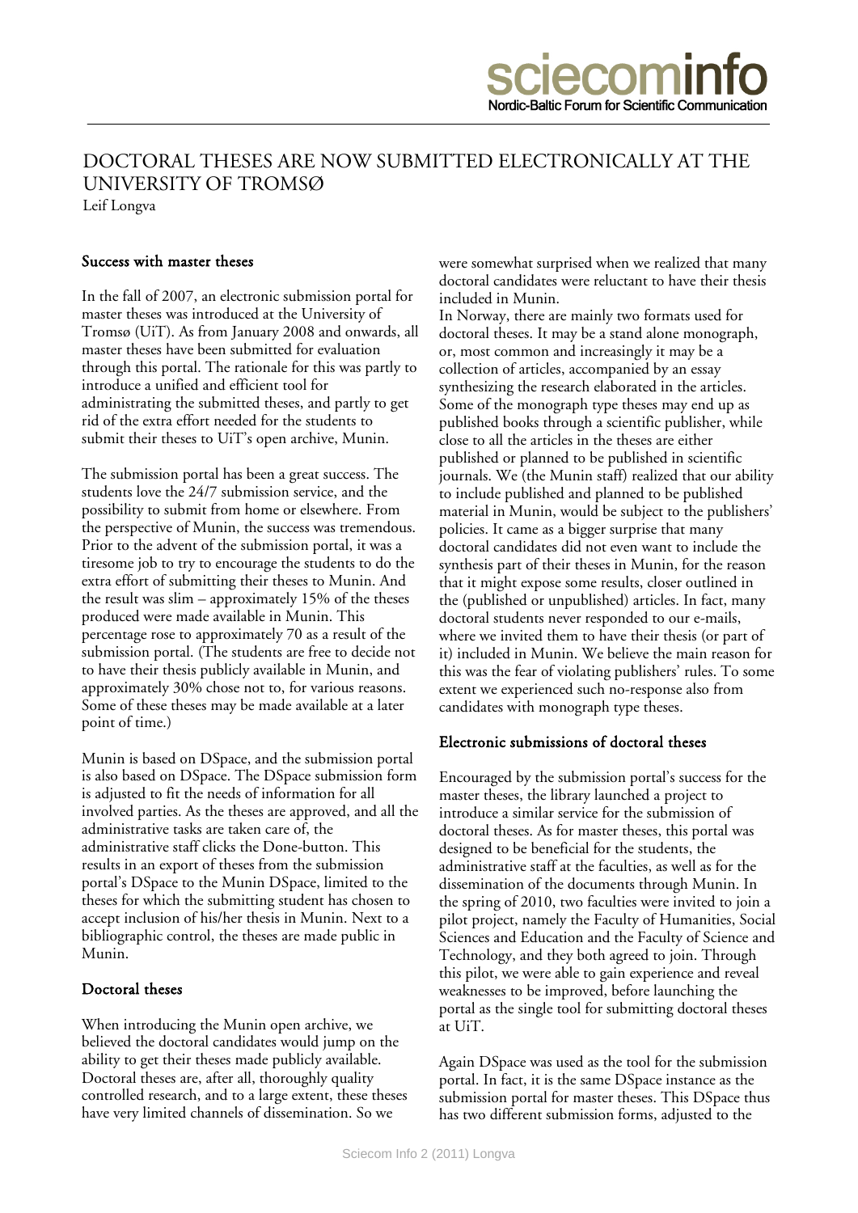# DOCTORAL THESES ARE NOW SUBMITTED ELECTRONICALLY AT THE UNIVERSITY OF TROMSØ

Leif Longva

## Success with master theses

In the fall of 2007, an electronic submission portal for master theses was introduced at the University of Tromsø (UiT). As from January 2008 and onwards, all master theses have been submitted for evaluation through this portal. The rationale for this was partly to introduce a unified and efficient tool for administrating the submitted theses, and partly to get rid of the extra effort needed for the students to submit their theses to UiT's open archive, Munin.

The submission portal has been a great success. The students love the 24/7 submission service, and the possibility to submit from home or elsewhere. From the perspective of Munin, the success was tremendous. Prior to the advent of the submission portal, it was a tiresome job to try to encourage the students to do the extra effort of submitting their theses to Munin. And the result was slim – approximately 15% of the theses produced were made available in Munin. This percentage rose to approximately 70 as a result of the submission portal. (The students are free to decide not to have their thesis publicly available in Munin, and approximately 30% chose not to, for various reasons. Some of these theses may be made available at a later point of time.)

Munin is based on DSpace, and the submission portal is also based on DSpace. The DSpace submission form is adjusted to fit the needs of information for all involved parties. As the theses are approved, and all the administrative tasks are taken care of, the administrative staff clicks the Done-button. This results in an export of theses from the submission portal's DSpace to the Munin DSpace, limited to the theses for which the submitting student has chosen to accept inclusion of his/her thesis in Munin. Next to a bibliographic control, the theses are made public in Munin.

## Doctoral theses

When introducing the Munin open archive, we believed the doctoral candidates would jump on the ability to get their theses made publicly available. Doctoral theses are, after all, thoroughly quality controlled research, and to a large extent, these theses have very limited channels of dissemination. So we were somewhat surprised when we realized that many doctoral candidates were reluctant to have their thesis included in Munin.

In Norway, there are mainly two formats used for doctoral theses. It may be a stand alone monograph, or, most common and increasingly it may be a collection of articles, accompanied by an essay synthesizing the research elaborated in the articles. Some of the monograph type theses may end up as published books through a scientific publisher, while close to all the articles in the theses are either published or planned to be published in scientific journals. We (the Munin staff) realized that our ability to include published and planned to be published material in Munin, would be subject to the publishers' policies. It came as a bigger surprise that many doctoral candidates did not even want to include the synthesis part of their theses in Munin, for the reason that it might expose some results, closer outlined in the (published or unpublished) articles. In fact, many doctoral students never responded to our e-mails, where we invited them to have their thesis (or part of it) included in Munin. We believe the main reason for this was the fear of violating publishers' rules. To some extent we experienced such no-response also from candidates with monograph type theses.

## Electronic submissions of doctoral theses

Encouraged by the submission portal's success for the master theses, the library launched a project to introduce a similar service for the submission of doctoral theses. As for master theses, this portal was designed to be beneficial for the students, the administrative staff at the faculties, as well as for the dissemination of the documents through Munin. In the spring of 2010, two faculties were invited to join a pilot project, namely the Faculty of Humanities, Social Sciences and Education and the Faculty of Science and Technology, and they both agreed to join. Through this pilot, we were able to gain experience and reveal weaknesses to be improved, before launching the portal as the single tool for submitting doctoral theses at UiT.

Again DSpace was used as the tool for the submission portal. In fact, it is the same DSpace instance as the submission portal for master theses. This DSpace thus has two different submission forms, adjusted to the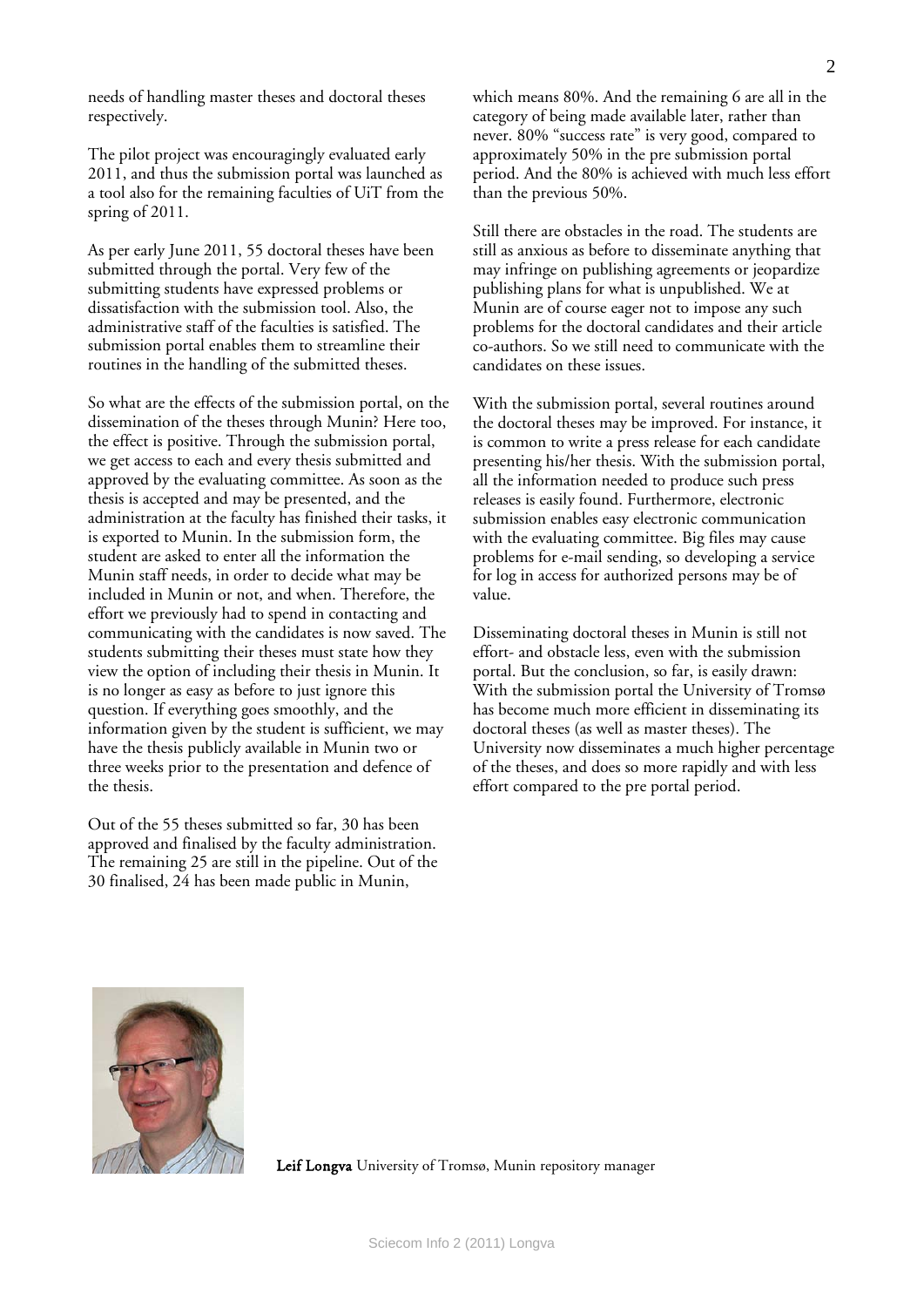needs of handling master theses and doctoral theses respectively.

The pilot project was encouragingly evaluated early 2011, and thus the submission portal was launched as a tool also for the remaining faculties of UiT from the spring of 2011.

As per early June 2011, 55 doctoral theses have been submitted through the portal. Very few of the submitting students have expressed problems or dissatisfaction with the submission tool. Also, the administrative staff of the faculties is satisfied. The submission portal enables them to streamline their routines in the handling of the submitted theses.

So what are the effects of the submission portal, on the dissemination of the theses through Munin? Here too, the effect is positive. Through the submission portal, we get access to each and every thesis submitted and approved by the evaluating committee. As soon as the thesis is accepted and may be presented, and the administration at the faculty has finished their tasks, it is exported to Munin. In the submission form, the student are asked to enter all the information the Munin staff needs, in order to decide what may be included in Munin or not, and when. Therefore, the effort we previously had to spend in contacting and communicating with the candidates is now saved. The students submitting their theses must state how they view the option of including their thesis in Munin. It is no longer as easy as before to just ignore this question. If everything goes smoothly, and the information given by the student is sufficient, we may have the thesis publicly available in Munin two or three weeks prior to the presentation and defence of the thesis.

Out of the 55 theses submitted so far, 30 has been approved and finalised by the faculty administration. The remaining 25 are still in the pipeline. Out of the 30 finalised, 24 has been made public in Munin, which means 80%. And the remaining 6 are all in the category of being made available later, rather than never. 80% "success rate" is very good, compared to approximately 50% in the pre submission portal period. And the 80% is achieved with much less effort than the previous 50%.

Still there are obstacles in the road. The students are still as anxious as before to disseminate anything that may infringe on publishing agreements or jeopardize publishing plans for what is unpublished. We at Munin are of course eager not to impose any such problems for the doctoral candidates and their article co-authors. So we still need to communicate with the candidates on these issues.

With the submission portal, several routines around the doctoral theses may be improved. For instance, it is common to write a press release for each candidate presenting his/her thesis. With the submission portal, all the information needed to produce such press releases is easily found. Furthermore, electronic submission enables easy electronic communication with the evaluating committee. Big files may cause problems for e-mail sending, so developing a service for log in access for authorized persons may be of value.

Disseminating doctoral theses in Munin is still not effort- and obstacle less, even with the submission portal. But the conclusion, so far, is easily drawn: With the submission portal the University of Tromsø has become much more efficient in disseminating its doctoral theses (as well as master theses). The University now disseminates a much higher percentage of the theses, and does so more rapidly and with less effort compared to the pre portal period.

**Leif Longva** University of Tromsø, Munin repository manager